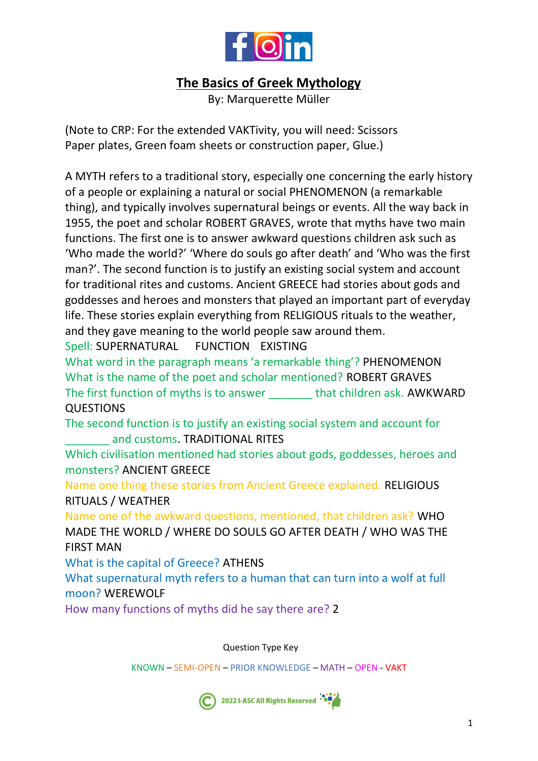# The Basics of Greek Mythology

By: Marquerette Müller

(Note to CRP: For the extended VAKTivity, you will need: Scissors Paper plates, Green foam sheets or construction paper, Glue.)

A MYTH refers to a traditional story, especially one concerning the early history of a people or explaining a natural or social PHENOMENON (a remarkable thing), and typically involves supernatural beings or events. All the way back in 1955, the poet and scholar ROBERT GRAVES, wrote that myths have two main functions. The first one is to answer awkward questions children ask such as 'Who made the world?' 'Where do souls go after death' and 'Who was the first man?'. The second function is to justify an existing social system and account for traditional rites and customs. Ancient GREECE had stories about gods and goddesses and heroes and monsters that played an important part of everyday life. These stories explain everything from RELIGIOUS rituals to the weather, and they gave meaning to the world people saw around them.

Spell: SUPERNATURAL FUNCTION EXISTING

What word in the paragraph means 'a remarkable thing'? PHENOMENON

What is the name of the poet and scholar mentioned? ROBERT GRAVES

The first function of myths is to answer _______ that children ask. AWKWARD QUESTIONS

The second function is to justify an existing social system and account for _______ and customs. TRADITIONAL RITES

Which civilisation mentioned had stories about gods, goddesses, heroes and monsters? ANCIENT GREECE

Name one thing these stories from Ancient Greece explained. RELIGIOUS RITUALS / WEATHER

Name one of the awkward questions, mentioned, that children ask? WHO MADE THE WORLD / WHERE DO SOULS GO AFTER DEATH / WHO WAS THE FIRST MAN

What is the capital of Greece? ATHENS

What supernatural myth refers to a human that can turn into a wolf at full moon? WEREWOLF

How many functions of myths did he say there are? 2

Question Type Key

KNOWN – SEMI-OPEN – PRIOR KNOWLEDGE – MATH – OPEN - VAKT

2022 I-ASC All Rights Reserved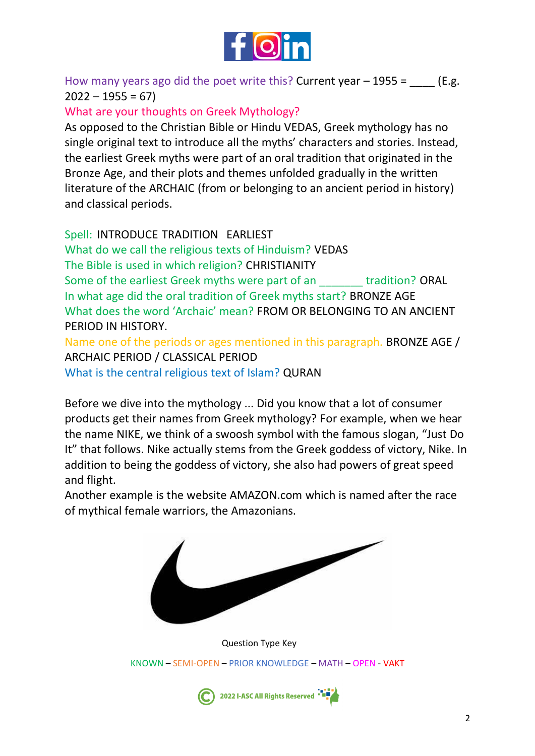How many years ago did the poet write this? Current year – 1955 = ____ (E.g. 2022 – 1955 = 67)

What are your thoughts on Greek Mythology?

As opposed to the Christian Bible or Hindu VEDAS, Greek mythology has no single original text to introduce all the myths' characters and stories. Instead, the earliest Greek myths were part of an oral tradition that originated in the Bronze Age, and their plots and themes unfolded gradually in the written literature of the ARCHAIC (from or belonging to an ancient period in history) and classical periods.

Spell: INTRODUCE TRADITION EARLIEST

What do we call the religious texts of Hinduism? VEDAS

The Bible is used in which religion? CHRISTIANITY

Some of the earliest Greek myths were part of an _______ tradition? ORAL

In what age did the oral tradition of Greek myths start? BRONZE AGE

What does the word 'Archaic' mean? FROM OR BELONGING TO AN ANCIENT PERIOD IN HISTORY.

Name one of the periods or ages mentioned in this paragraph. BRONZE AGE / ARCHAIC PERIOD / CLASSICAL PERIOD

What is the central religious text of Islam? QURAN

Before we dive into the mythology ... Did you know that a lot of consumer products get their names from Greek mythology? For example, when we hear the name NIKE, we think of a swoosh symbol with the famous slogan, "Just Do It" that follows. Nike actually stems from the Greek goddess of victory, Nike. In addition to being the goddess of victory, she also had powers of great speed and flight.

Another example is the website AMAZON.com which is named after the race of mythical female warriors, the Amazonians.

Question Type Key

KNOWN – SEMI-OPEN – PRIOR KNOWLEDGE – MATH – OPEN - VAKT

2022 I-ASC All Rights Reserved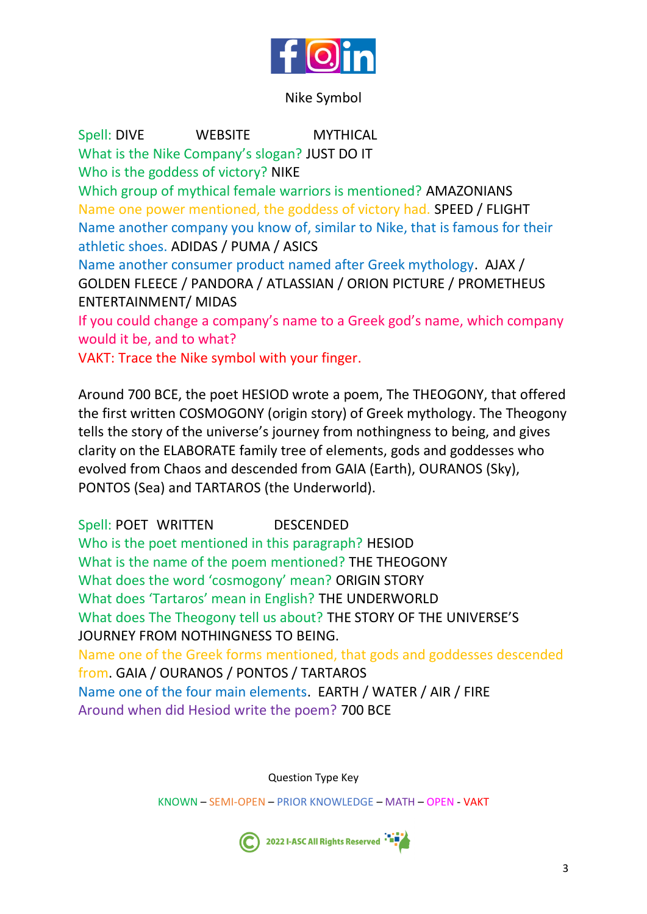Nike Symbol

Spell: DIVE WEBSITE MYTHICAL

What is the Nike Company's slogan? JUST DO IT

Who is the goddess of victory? NIKE

Which group of mythical female warriors is mentioned? AMAZONIANS

Name one power mentioned, the goddess of victory had. SPEED / FLIGHT

Name another company you know of, similar to Nike, that is famous for their athletic shoes. ADIDAS / PUMA / ASICS

Name another consumer product named after Greek mythology. AJAX / GOLDEN FLEECE / PANDORA / ATLASSIAN / ORION PICTURE / PROMETHEUS ENTERTAINMENT/ MIDAS

If you could change a company's name to a Greek god's name, which company would it be, and to what?

VAKT: Trace the Nike symbol with your finger.

Around 700 BCE, the poet HESIOD wrote a poem, The THEOGONY, that offered the first written COSMOGONY (origin story) of Greek mythology. The Theogony tells the story of the universe's journey from nothingness to being, and gives clarity on the ELABORATE family tree of elements, gods and goddesses who evolved from Chaos and descended from GAIA (Earth), OURANOS (Sky), PONTOS (Sea) and TARTAROS (the Underworld).

Spell: POET WRITTEN DESCENDED

Who is the poet mentioned in this paragraph? HESIOD

What is the name of the poem mentioned? THE THEOGONY

What does the word 'cosmogony' mean? ORIGIN STORY

What does 'Tartaros' mean in English? THE UNDERWORLD

What does The Theogony tell us about? THE STORY OF THE UNIVERSE'S JOURNEY FROM NOTHINGNESS TO BEING.

Name one of the Greek forms mentioned, that gods and goddesses descended from. GAIA / OURANOS / PONTOS / TARTAROS

Name one of the four main elements. EARTH / WATER / AIR / FIRE

Around when did Hesiod write the poem? 700 BCE

Question Type Key

KNOWN – SEMI-OPEN – PRIOR KNOWLEDGE – MATH – OPEN - VAKT

© 2022 I-ASC All Rights Reserved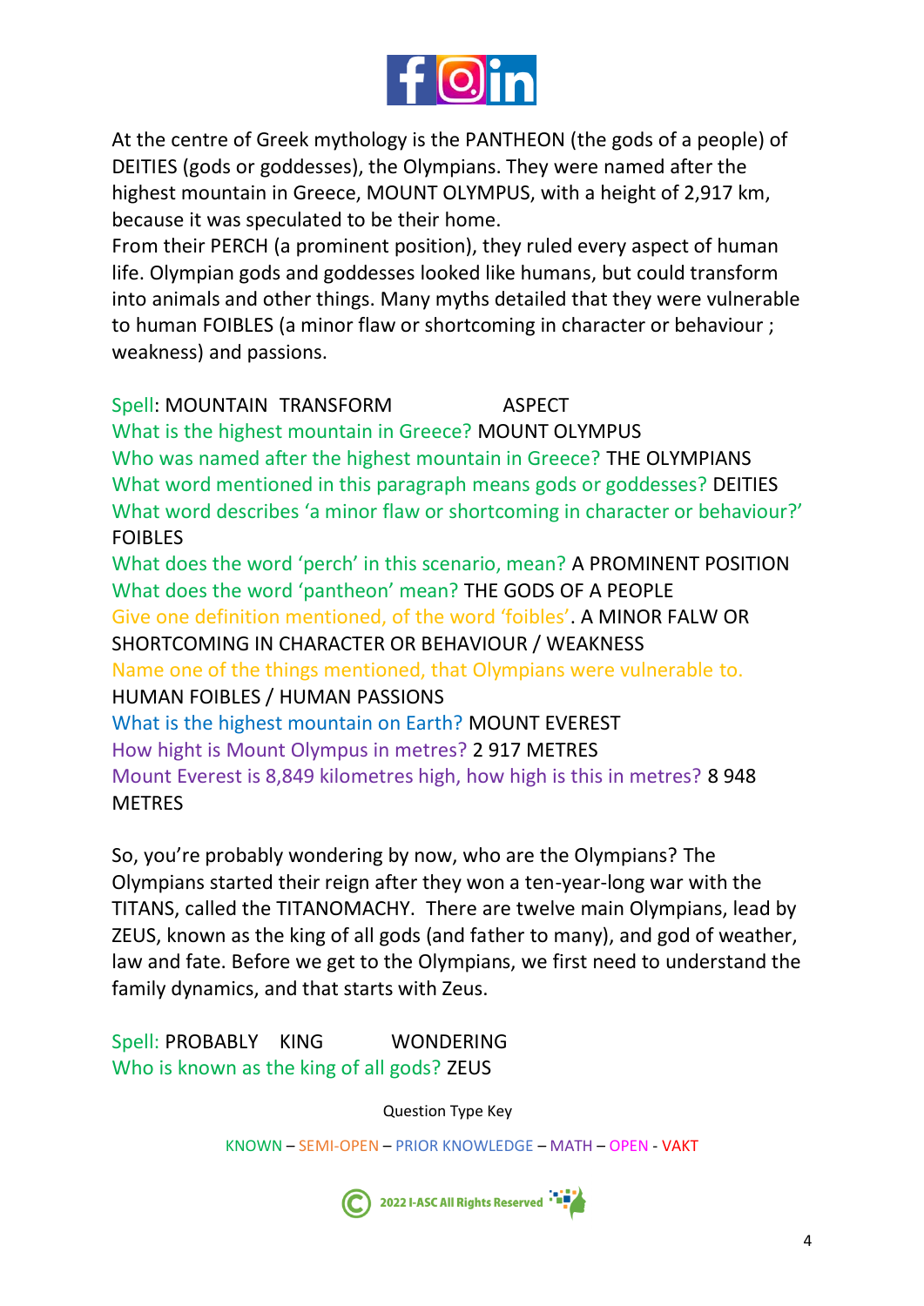At the centre of Greek mythology is the PANTHEON (the gods of a people) of DEITIES (gods or goddesses), the Olympians. They were named after the highest mountain in Greece, MOUNT OLYMPUS, with a height of 2,917 km, because it was speculated to be their home.

From their PERCH (a prominent position), they ruled every aspect of human life. Olympian gods and goddesses looked like humans, but could transform into animals and other things. Many myths detailed that they were vulnerable to human FOIBLES (a minor flaw or shortcoming in character or behaviour ; weakness) and passions.

Spell: MOUNTAIN TRANSFORM ASPECT

What is the highest mountain in Greece? MOUNT OLYMPUS

Who was named after the highest mountain in Greece? THE OLYMPIANS

What word mentioned in this paragraph means gods or goddesses? DEITIES

What word describes 'a minor flaw or shortcoming in character or behaviour?' FOIBLES

What does the word 'perch' in this scenario, mean? A PROMINENT POSITION

What does the word 'pantheon' mean? THE GODS OF A PEOPLE

Give one definition mentioned, of the word 'foibles'. A MINOR FALW OR SHORTCOMING IN CHARACTER OR BEHAVIOUR / WEAKNESS

Name one of the things mentioned, that Olympians were vulnerable to. HUMAN FOIBLES / HUMAN PASSIONS

What is the highest mountain on Earth? MOUNT EVEREST

How hight is Mount Olympus in metres? 2 917 METRES

Mount Everest is 8,849 kilometres high, how high is this in metres? 8 948 METRES

So, you're probably wondering by now, who are the Olympians? The Olympians started their reign after they won a ten-year-long war with the TITANS, called the TITANOMACHY. There are twelve main Olympians, lead by ZEUS, known as the king of all gods (and father to many), and god of weather, law and fate. Before we get to the Olympians, we first need to understand the family dynamics, and that starts with Zeus.

Spell: PROBABLY KING WONDERING

Who is known as the king of all gods? ZEUS

Question Type Key

KNOWN – SEMI-OPEN – PRIOR KNOWLEDGE – MATH – OPEN - VAKT

2022 I-ASC All Rights Reserved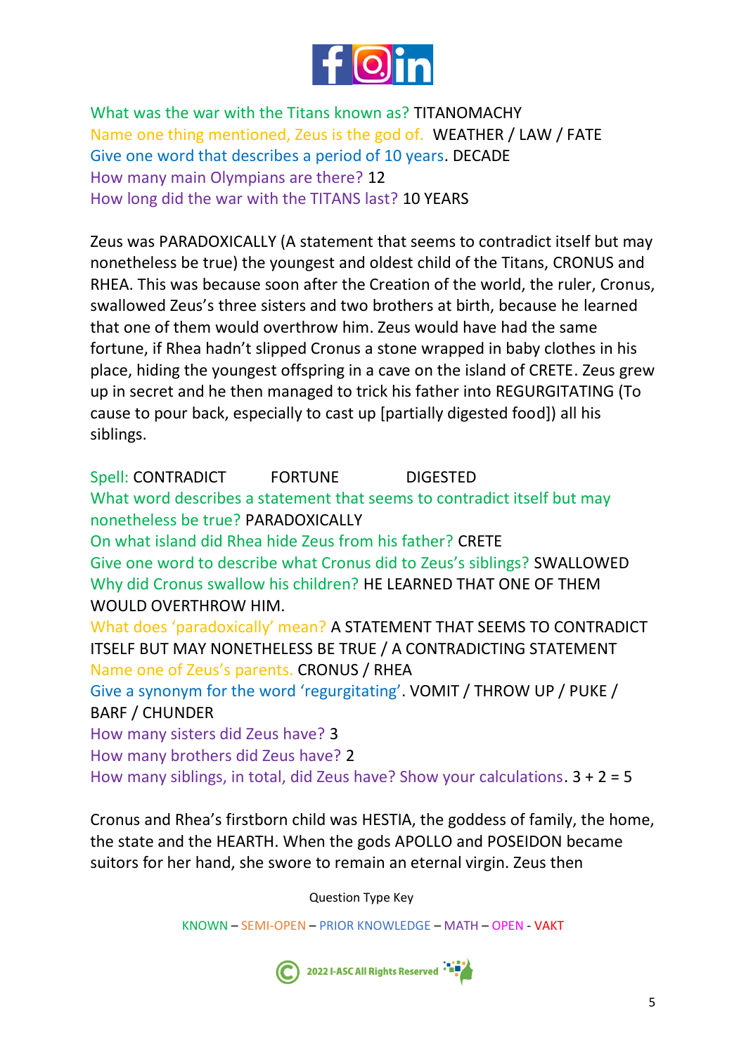What was the war with the Titans known as? TITANOMACHY
Name one thing mentioned, Zeus is the god of. WEATHER / LAW / FATE
Give one word that describes a period of 10 years. DECADE
How many main Olympians are there? 12
How long did the war with the TITANS last? 10 YEARS

Zeus was PARADOXICALLY (A statement that seems to contradict itself but may nonetheless be true) the youngest and oldest child of the Titans, CRONUS and RHEA. This was because soon after the Creation of the world, the ruler, Cronus, swallowed Zeus's three sisters and two brothers at birth, because he learned that one of them would overthrow him. Zeus would have had the same fortune, if Rhea hadn't slipped Cronus a stone wrapped in baby clothes in his place, hiding the youngest offspring in a cave on the island of CRETE. Zeus grew up in secret and he then managed to trick his father into REGURGITATING (To cause to pour back, especially to cast up [partially digested food]) all his siblings.

Spell: CONTRADICT FORTUNE DIGESTED
What word describes a statement that seems to contradict itself but may nonetheless be true? PARADOXICALLY
On what island did Rhea hide Zeus from his father? CRETE
Give one word to describe what Cronus did to Zeus's siblings? SWALLOWED
Why did Cronus swallow his children? HE LEARNED THAT ONE OF THEM WOULD OVERTHROW HIM.
What does 'paradoxically' mean? A STATEMENT THAT SEEMS TO CONTRADICT ITSELF BUT MAY NONETHELESS BE TRUE / A CONTRADICTING STATEMENT
Name one of Zeus's parents. CRONUS / RHEA
Give a synonym for the word 'regurgitating'. VOMIT / THROW UP / PUKE / BARF / CHUNDER
How many sisters did Zeus have? 3
How many brothers did Zeus have? 2
How many siblings, in total, did Zeus have? Show your calculations. 3 + 2 = 5

Cronus and Rhea's firstborn child was HESTIA, the goddess of family, the home, the state and the HEARTH. When the gods APOLLO and POSEIDON became suitors for her hand, she swore to remain an eternal virgin. Zeus then

Question Type Key

KNOWN – SEMI-OPEN – PRIOR KNOWLEDGE – MATH – OPEN - VAKT

2022 I-ASC All Rights Reserved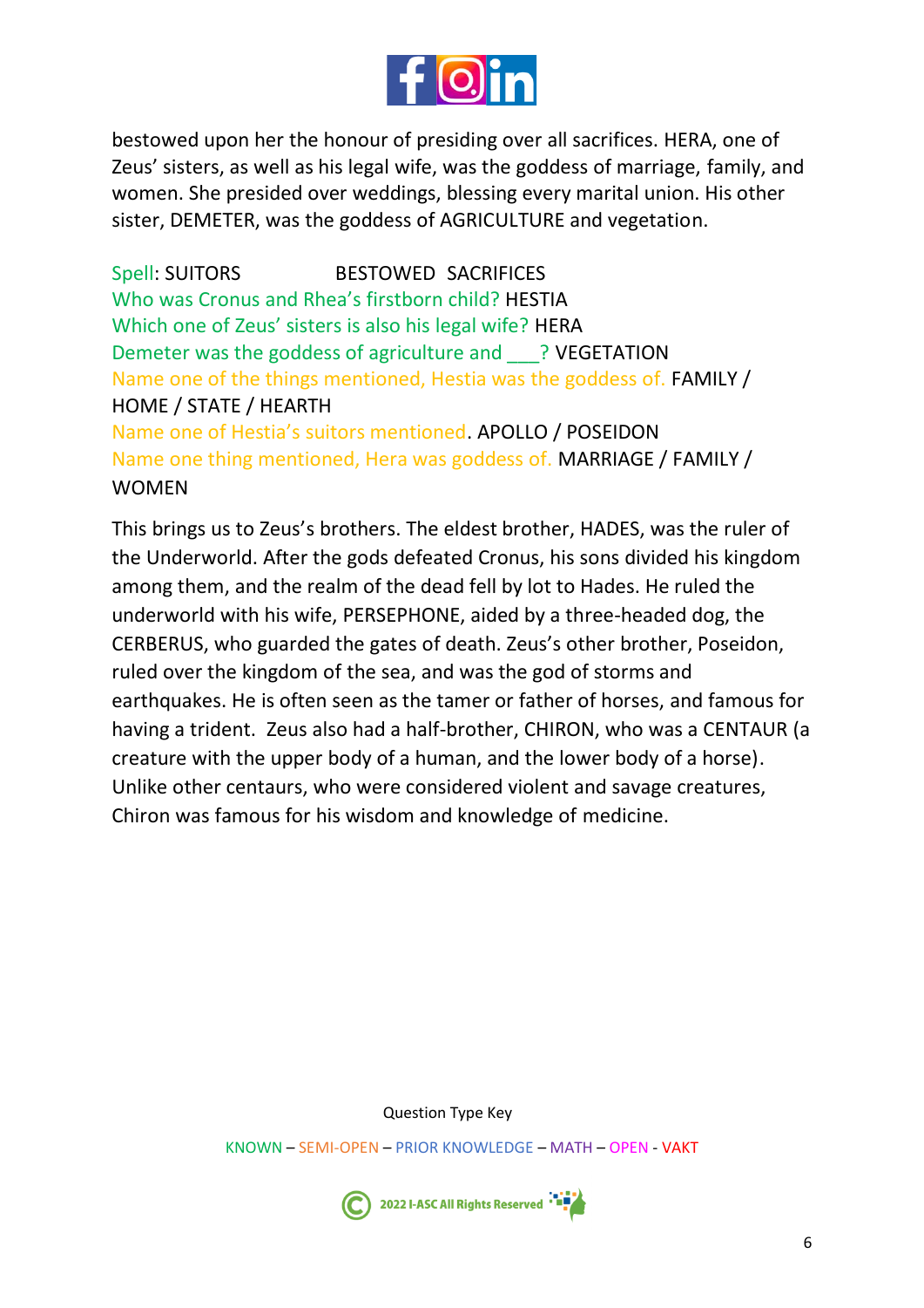bestowed upon her the honour of presiding over all sacrifices. HERA, one of Zeus' sisters, as well as his legal wife, was the goddess of marriage, family, and women. She presided over weddings, blessing every marital union. His other sister, DEMETER, was the goddess of AGRICULTURE and vegetation.

Spell: SUITORS BESTOWED SACRIFICES

Who was Cronus and Rhea's firstborn child? HESTIA

Which one of Zeus' sisters is also his legal wife? HERA

Demeter was the goddess of agriculture and ___? VEGETATION

Name one of the things mentioned, Hestia was the goddess of. FAMILY / HOME / STATE / HEARTH

Name one of Hestia's suitors mentioned. APOLLO / POSEIDON

Name one thing mentioned, Hera was goddess of. MARRIAGE / FAMILY / WOMEN

This brings us to Zeus's brothers. The eldest brother, HADES, was the ruler of the Underworld. After the gods defeated Cronus, his sons divided his kingdom among them, and the realm of the dead fell by lot to Hades. He ruled the underworld with his wife, PERSEPHONE, aided by a three-headed dog, the CERBERUS, who guarded the gates of death. Zeus's other brother, Poseidon, ruled over the kingdom of the sea, and was the god of storms and earthquakes. He is often seen as the tamer or father of horses, and famous for having a trident. Zeus also had a half-brother, CHIRON, who was a CENTAUR (a creature with the upper body of a human, and the lower body of a horse). Unlike other centaurs, who were considered violent and savage creatures, Chiron was famous for his wisdom and knowledge of medicine.

Question Type Key

KNOWN – SEMI-OPEN – PRIOR KNOWLEDGE – MATH – OPEN - VAKT

2022 I-ASC All Rights Reserved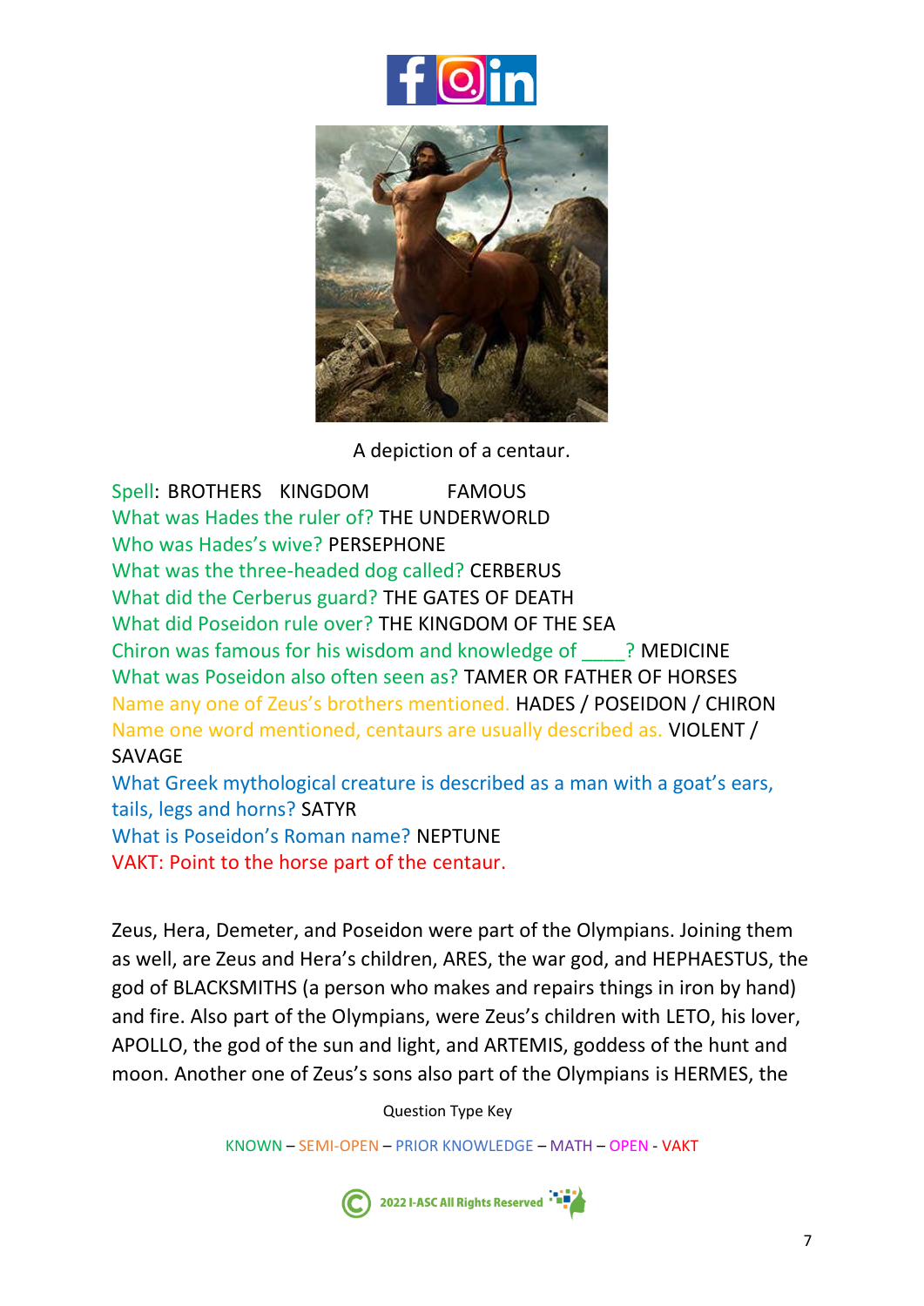A depiction of a centaur.

Spell: BROTHERS KINGDOM FAMOUS
What was Hades the ruler of? THE UNDERWORLD
Who was Hades's wive? PERSEPHONE
What was the three-headed dog called? CERBERUS
What did the Cerberus guard? THE GATES OF DEATH
What did Poseidon rule over? THE KINGDOM OF THE SEA
Chiron was famous for his wisdom and knowledge of ____? MEDICINE
What was Poseidon also often seen as? TAMER OR FATHER OF HORSES
Name any one of Zeus's brothers mentioned. HADES / POSEIDON / CHIRON
Name one word mentioned, centaurs are usually described as. VIOLENT / SAVAGE
What Greek mythological creature is described as a man with a goat's ears, tails, legs and horns? SATYR
What is Poseidon's Roman name? NEPTUNE
VAKT: Point to the horse part of the centaur.

Zeus, Hera, Demeter, and Poseidon were part of the Olympians. Joining them as well, are Zeus and Hera's children, ARES, the war god, and HEPHAESTUS, the god of BLACKSMITHS (a person who makes and repairs things in iron by hand) and fire. Also part of the Olympians, were Zeus's children with LETO, his lover, APOLLO, the god of the sun and light, and ARTEMIS, goddess of the hunt and moon. Another one of Zeus's sons also part of the Olympians is HERMES, the

Question Type Key

KNOWN – SEMI-OPEN – PRIOR KNOWLEDGE – MATH – OPEN - VAKT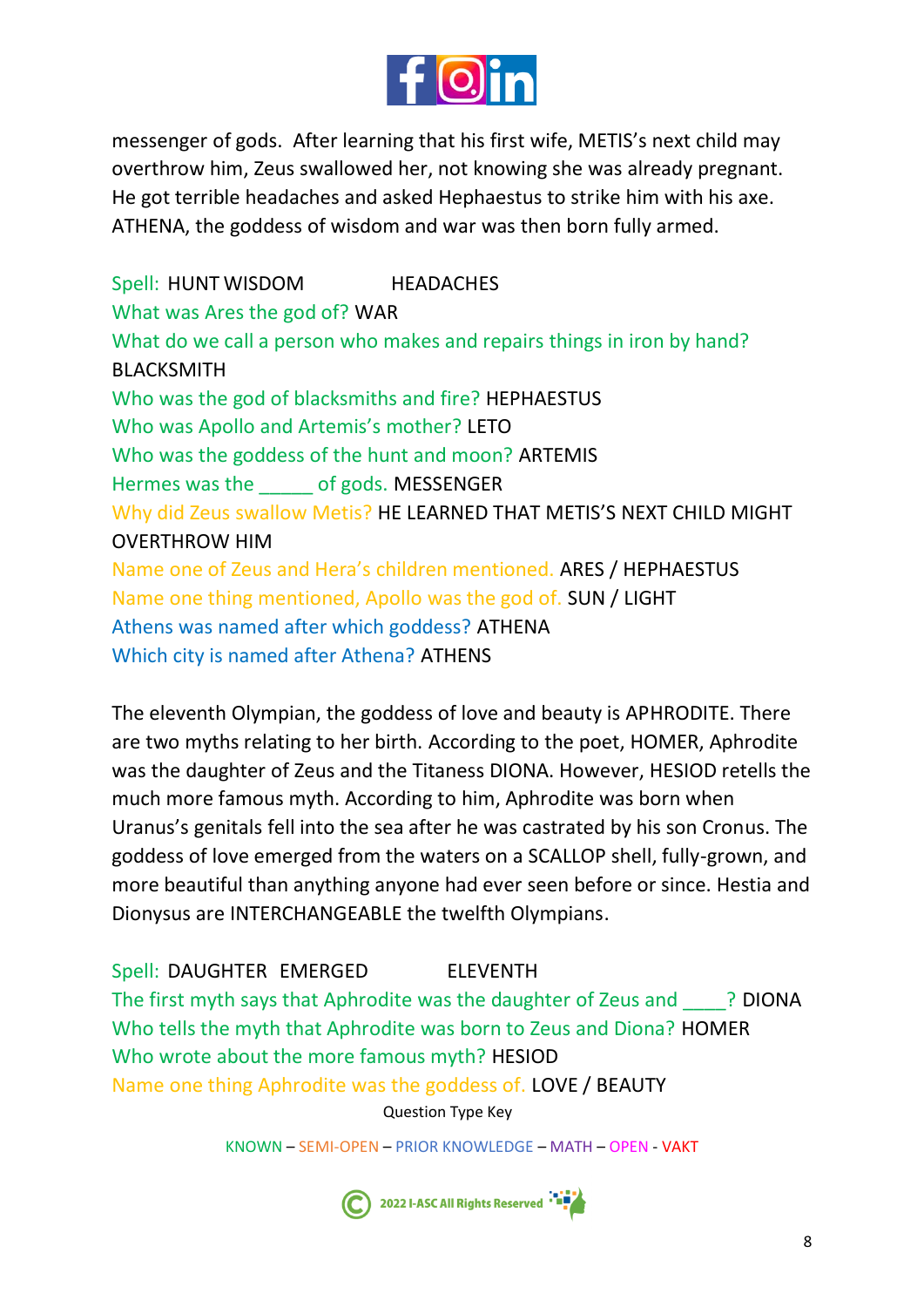messenger of gods. After learning that his first wife, METIS's next child may overthrow him, Zeus swallowed her, not knowing she was already pregnant. He got terrible headaches and asked Hephaestus to strike him with his axe. ATHENA, the goddess of wisdom and war was then born fully armed.

Spell: HUNT WISDOM HEADACHES

What was Ares the god of? WAR

What do we call a person who makes and repairs things in iron by hand? BLACKSMITH

Who was the god of blacksmiths and fire? HEPHAESTUS

Who was Apollo and Artemis's mother? LETO

Who was the goddess of the hunt and moon? ARTEMIS

Hermes was the _____ of gods. MESSENGER

Why did Zeus swallow Metis? HE LEARNED THAT METIS'S NEXT CHILD MIGHT OVERTHROW HIM

Name one of Zeus and Hera's children mentioned. ARES / HEPHAESTUS

Name one thing mentioned, Apollo was the god of. SUN / LIGHT

Athens was named after which goddess? ATHENA

Which city is named after Athena? ATHENS

The eleventh Olympian, the goddess of love and beauty is APHRODITE. There are two myths relating to her birth. According to the poet, HOMER, Aphrodite was the daughter of Zeus and the Titaness DIONA. However, HESIOD retells the much more famous myth. According to him, Aphrodite was born when Uranus's genitals fell into the sea after he was castrated by his son Cronus. The goddess of love emerged from the waters on a SCALLOP shell, fully-grown, and more beautiful than anything anyone had ever seen before or since. Hestia and Dionysus are INTERCHANGEABLE the twelfth Olympians.

Spell: DAUGHTER EMERGED ELEVENTH

The first myth says that Aphrodite was the daughter of Zeus and ____? DIONA

Who tells the myth that Aphrodite was born to Zeus and Diona? HOMER

Who wrote about the more famous myth? HESIOD

Name one thing Aphrodite was the goddess of. LOVE / BEAUTY

Question Type Key

KNOWN – SEMI-OPEN – PRIOR KNOWLEDGE – MATH – OPEN - VAKT

2022 I-ASC All Rights Reserved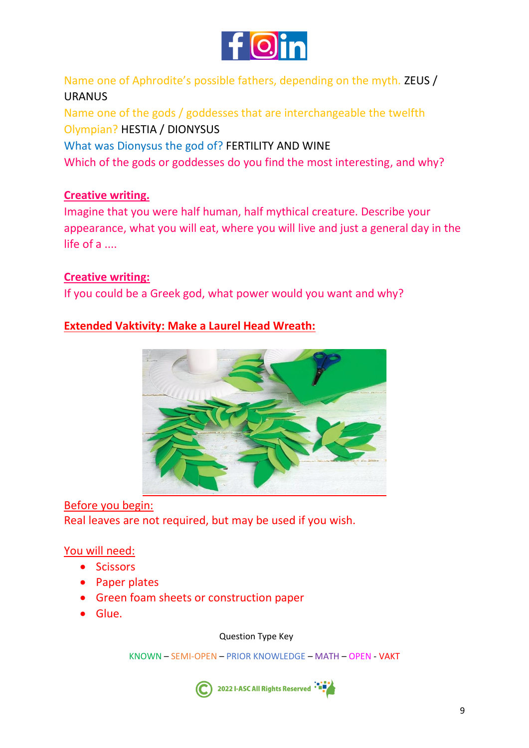Name one of Aphrodite's possible fathers, depending on the myth. ZEUS / URANUS

Name one of the gods / goddesses that are interchangeable the twelfth Olympian? HESTIA / DIONYSUS

What was Dionysus the god of? FERTILITY AND WINE

Which of the gods or goddesses do you find the most interesting, and why?

**Creative writing.**

Imagine that you were half human, half mythical creature. Describe your appearance, what you will eat, where you will live and just a general day in the life of a ....

**Creative writing:**

If you could be a Greek god, what power would you want and why?

**Extended Vaktivity: Make a Laurel Head Wreath:**

Before you begin:

Real leaves are not required, but may be used if you wish.

You will need:

- Scissors
- Paper plates
- Green foam sheets or construction paper
- Glue.

Question Type Key

KNOWN – SEMI-OPEN – PRIOR KNOWLEDGE – MATH – OPEN - VAKT

2022 I-ASC All Rights Reserved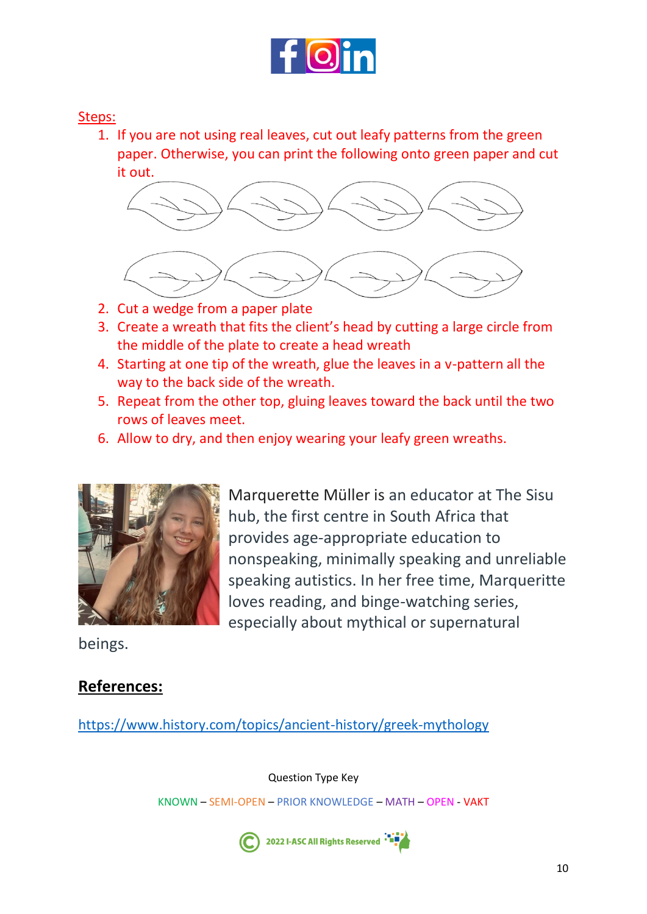Steps:

1. If you are not using real leaves, cut out leafy patterns from the green paper. Otherwise, you can print the following onto green paper and cut it out.
2. Cut a wedge from a paper plate
3. Create a wreath that fits the client's head by cutting a large circle from the middle of the plate to create a head wreath
4. Starting at one tip of the wreath, glue the leaves in a v-pattern all the way to the back side of the wreath.
5. Repeat from the other top, gluing leaves toward the back until the two rows of leaves meet.
6. Allow to dry, and then enjoy wearing your leafy green wreaths.

Marquerette Müller is an educator at The Sisu hub, the first centre in South Africa that provides age-appropriate education to nonspeaking, minimally speaking and unreliable speaking autistics. In her free time, Marqueritte loves reading, and binge-watching series, especially about mythical or supernatural beings.

## **References:**

https://www.history.com/topics/ancient-history/greek-mythology

Question Type Key

KNOWN – SEMI-OPEN – PRIOR KNOWLEDGE – MATH – OPEN - VAKT

2022 I-ASC All Rights Reserved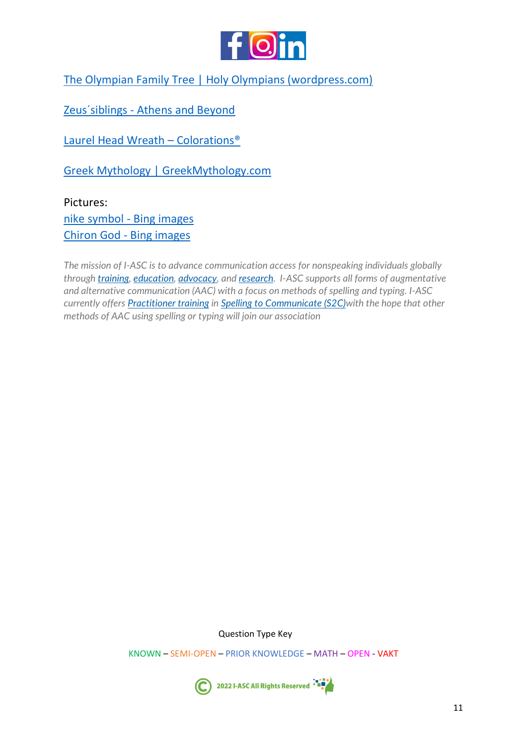The Olympian Family Tree | Holy Olympians (wordpress.com)

Zeus´siblings - Athens and Beyond

Laurel Head Wreath – Colorations®

Greek Mythology | GreekMythology.com

Pictures:
nike symbol - Bing images
Chiron God - Bing images

*The mission of I-ASC is to advance communication access for nonspeaking individuals globally through training, education, advocacy, and research. I-ASC supports all forms of augmentative and alternative communication (AAC) with a focus on methods of spelling and typing. I-ASC currently offers Practitioner training in Spelling to Communicate (S2C)with the hope that other methods of AAC using spelling or typing will join our association*

Question Type Key

KNOWN – SEMI-OPEN – PRIOR KNOWLEDGE – MATH – OPEN - VAKT

2022 I-ASC All Rights Reserved